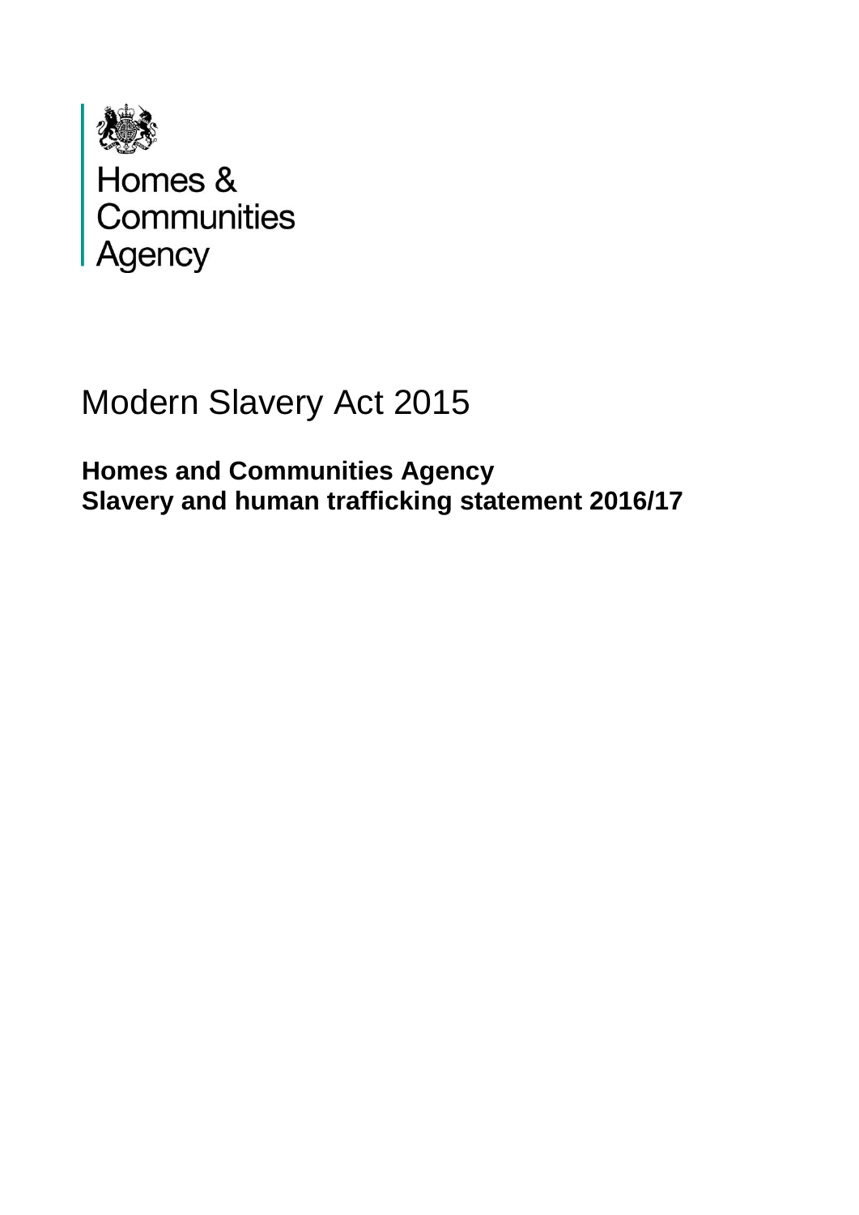Homes & Communities Agency

# Modern Slavery Act 2015

**Homes and Communities Agency**
**Slavery and human trafficking statement 2016/17**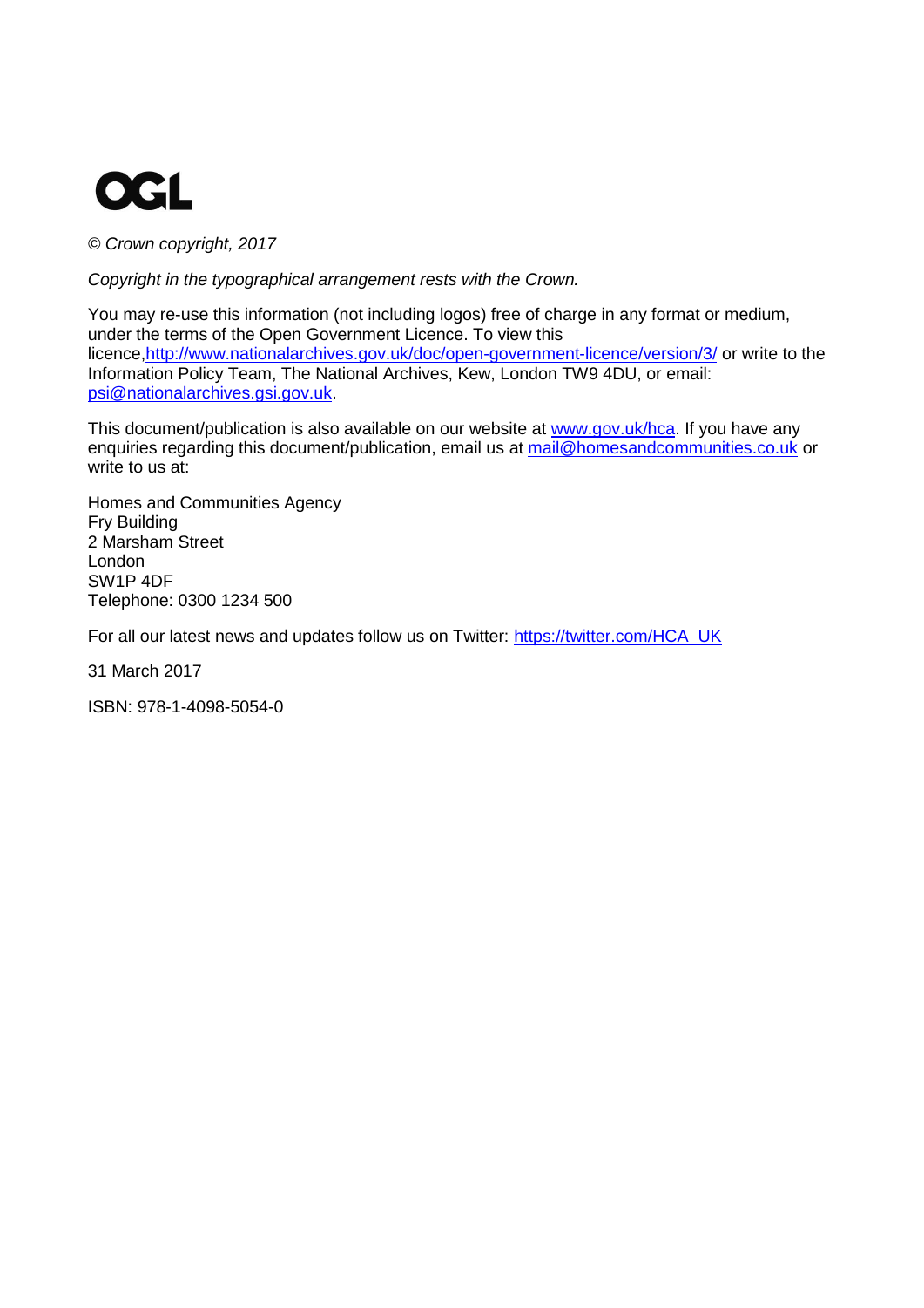OGL

*© Crown copyright, 2017*

*Copyright in the typographical arrangement rests with the Crown.*

You may re-use this information (not including logos) free of charge in any format or medium, under the terms of the Open Government Licence. To view this licence,http://www.nationalarchives.gov.uk/doc/open-government-licence/version/3/ or write to the Information Policy Team, The National Archives, Kew, London TW9 4DU, or email: psi@nationalarchives.gsi.gov.uk.

This document/publication is also available on our website at www.gov.uk/hca. If you have any enquiries regarding this document/publication, email us at mail@homesandcommunities.co.uk or write to us at:

Homes and Communities Agency
Fry Building
2 Marsham Street
London
SW1P 4DF
Telephone: 0300 1234 500

For all our latest news and updates follow us on Twitter: https://twitter.com/HCA_UK

31 March 2017

ISBN: 978-1-4098-5054-0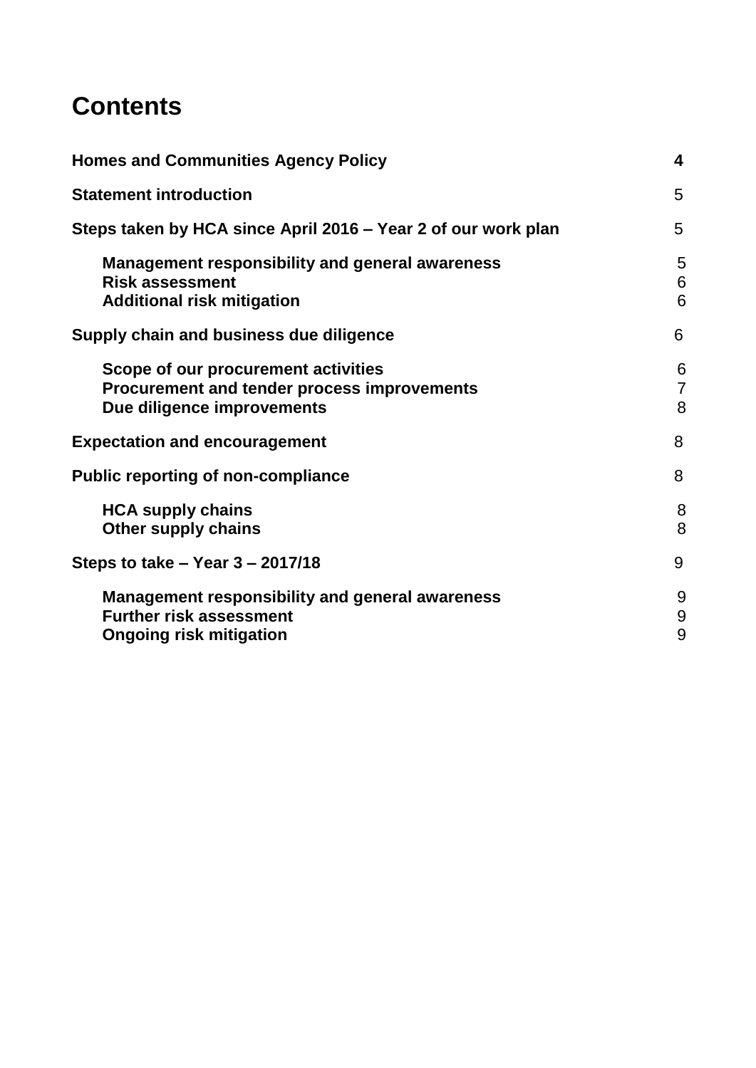# Contents

| | |
|---|---|
| **Homes and Communities Agency Policy** | **4** |
| **Statement introduction** | 5 |
| **Steps taken by HCA since April 2016 – Year 2 of our work plan** | 5 |
| **Management responsibility and general awareness** | 5 |
| **Risk assessment** | 6 |
| **Additional risk mitigation** | 6 |
| **Supply chain and business due diligence** | 6 |
| **Scope of our procurement activities** | 6 |
| **Procurement and tender process improvements** | 7 |
| **Due diligence improvements** | 8 |
| **Expectation and encouragement** | 8 |
| **Public reporting of non-compliance** | 8 |
| **HCA supply chains** | 8 |
| **Other supply chains** | 8 |
| **Steps to take – Year 3 – 2017/18** | 9 |
| **Management responsibility and general awareness** | 9 |
| **Further risk assessment** | 9 |
| **Ongoing risk mitigation** | 9 |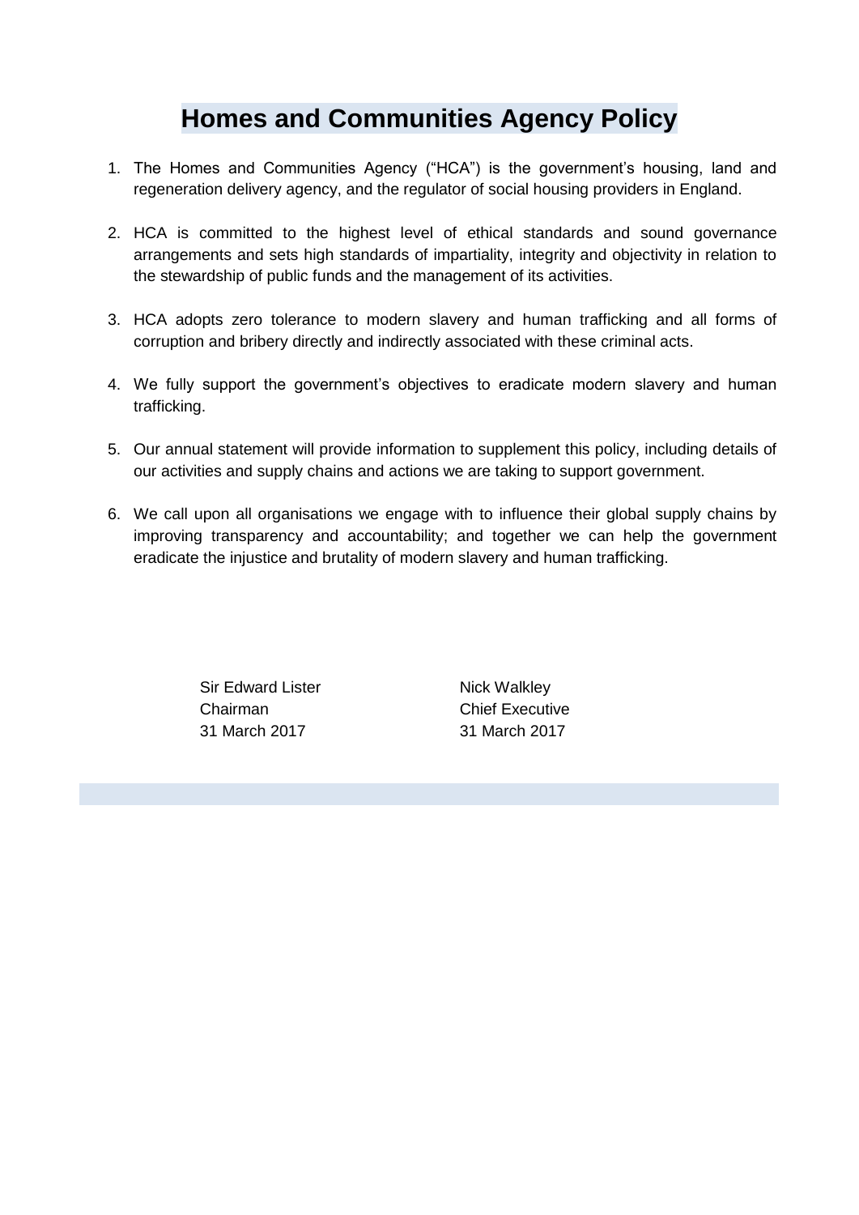# Homes and Communities Agency Policy

1. The Homes and Communities Agency ("HCA") is the government's housing, land and regeneration delivery agency, and the regulator of social housing providers in England.

2. HCA is committed to the highest level of ethical standards and sound governance arrangements and sets high standards of impartiality, integrity and objectivity in relation to the stewardship of public funds and the management of its activities.

3. HCA adopts zero tolerance to modern slavery and human trafficking and all forms of corruption and bribery directly and indirectly associated with these criminal acts.

4. We fully support the government's objectives to eradicate modern slavery and human trafficking.

5. Our annual statement will provide information to supplement this policy, including details of our activities and supply chains and actions we are taking to support government.

6. We call upon all organisations we engage with to influence their global supply chains by improving transparency and accountability; and together we can help the government eradicate the injustice and brutality of modern slavery and human trafficking.

Sir Edward Lister
Chairman
31 March 2017

Nick Walkley
Chief Executive
31 March 2017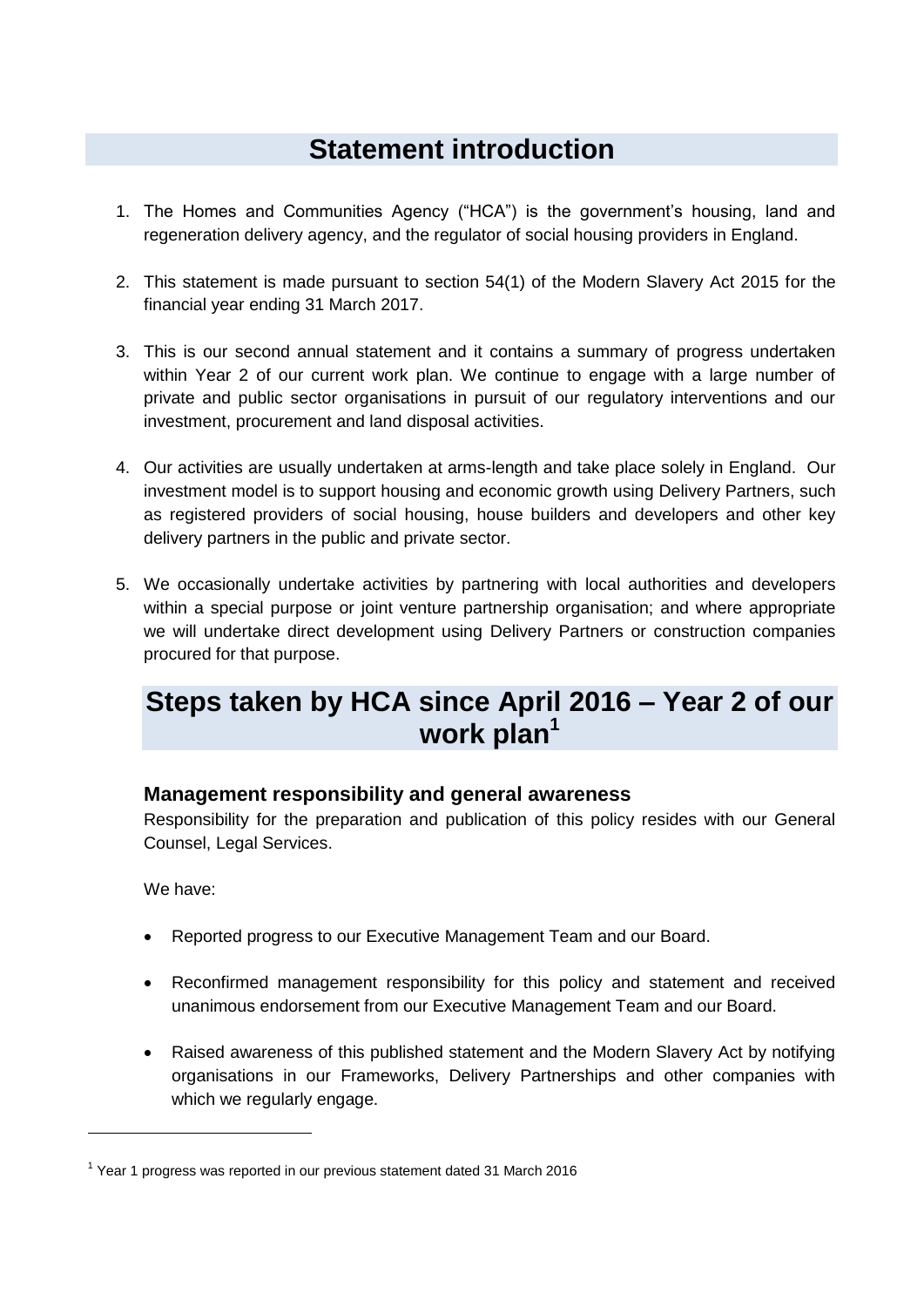# Statement introduction

1. The Homes and Communities Agency ("HCA") is the government's housing, land and regeneration delivery agency, and the regulator of social housing providers in England.

2. This statement is made pursuant to section 54(1) of the Modern Slavery Act 2015 for the financial year ending 31 March 2017.

3. This is our second annual statement and it contains a summary of progress undertaken within Year 2 of our current work plan. We continue to engage with a large number of private and public sector organisations in pursuit of our regulatory interventions and our investment, procurement and land disposal activities.

4. Our activities are usually undertaken at arms-length and take place solely in England. Our investment model is to support housing and economic growth using Delivery Partners, such as registered providers of social housing, house builders and developers and other key delivery partners in the public and private sector.

5. We occasionally undertake activities by partnering with local authorities and developers within a special purpose or joint venture partnership organisation; and where appropriate we will undertake direct development using Delivery Partners or construction companies procured for that purpose.

# Steps taken by HCA since April 2016 – Year 2 of our work plan[1]

### Management responsibility and general awareness

Responsibility for the preparation and publication of this policy resides with our General Counsel, Legal Services.

We have:

- Reported progress to our Executive Management Team and our Board.

- Reconfirmed management responsibility for this policy and statement and received unanimous endorsement from our Executive Management Team and our Board.

- Raised awareness of this published statement and the Modern Slavery Act by notifying organisations in our Frameworks, Delivery Partnerships and other companies with which we regularly engage.

[1] Year 1 progress was reported in our previous statement dated 31 March 2016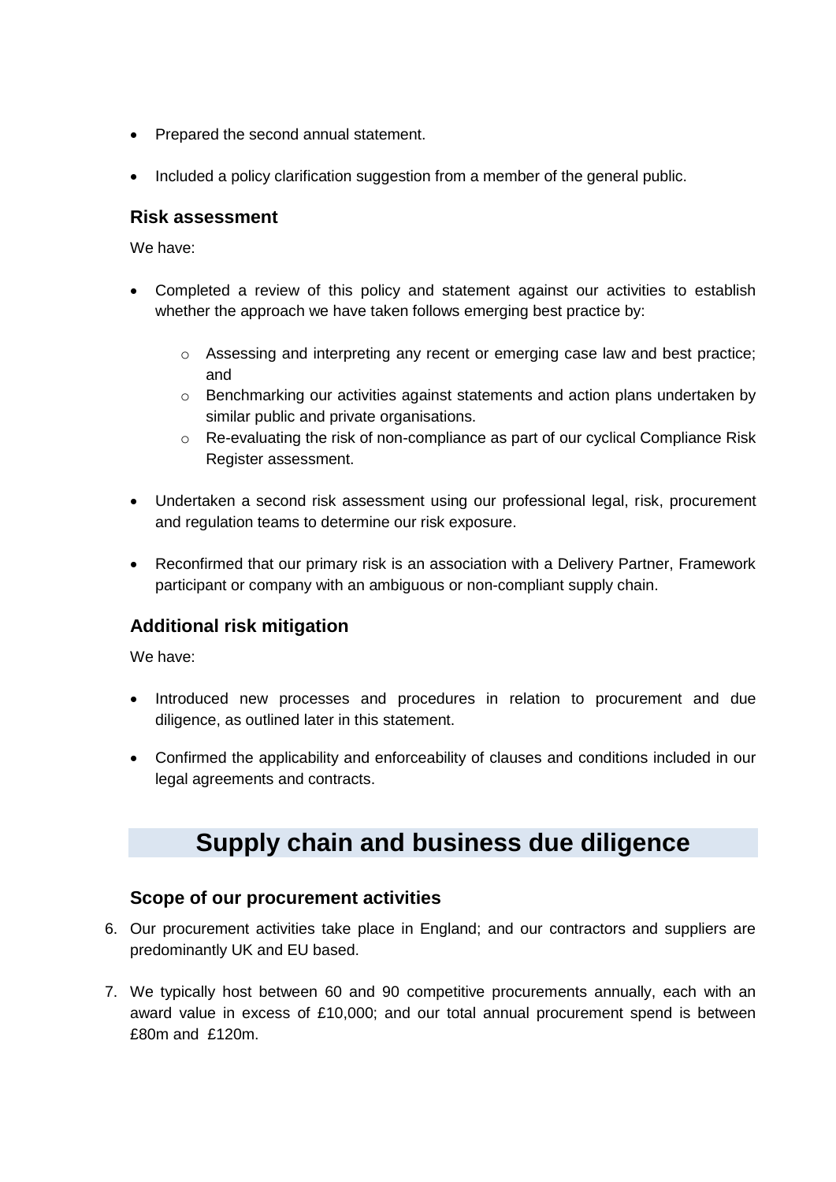- Prepared the second annual statement.
- Included a policy clarification suggestion from a member of the general public.

### Risk assessment

We have:

- Completed a review of this policy and statement against our activities to establish whether the approach we have taken follows emerging best practice by:
  - Assessing and interpreting any recent or emerging case law and best practice; and
  - Benchmarking our activities against statements and action plans undertaken by similar public and private organisations.
  - Re-evaluating the risk of non-compliance as part of our cyclical Compliance Risk Register assessment.
- Undertaken a second risk assessment using our professional legal, risk, procurement and regulation teams to determine our risk exposure.
- Reconfirmed that our primary risk is an association with a Delivery Partner, Framework participant or company with an ambiguous or non-compliant supply chain.

### Additional risk mitigation

We have:

- Introduced new processes and procedures in relation to procurement and due diligence, as outlined later in this statement.
- Confirmed the applicability and enforceability of clauses and conditions included in our legal agreements and contracts.

## Supply chain and business due diligence

### Scope of our procurement activities

6. Our procurement activities take place in England; and our contractors and suppliers are predominantly UK and EU based.
7. We typically host between 60 and 90 competitive procurements annually, each with an award value in excess of £10,000; and our total annual procurement spend is between £80m and £120m.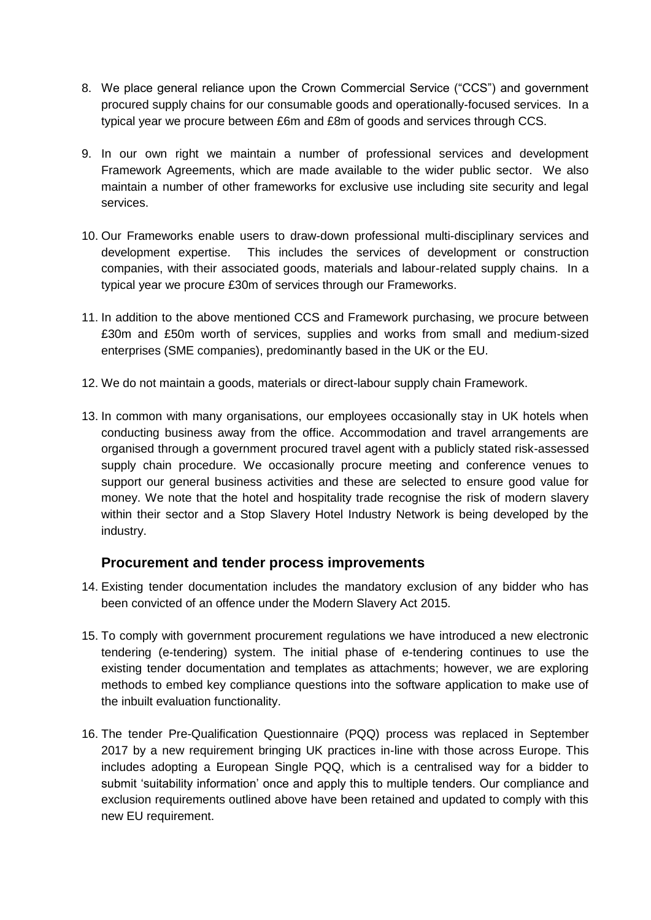8. We place general reliance upon the Crown Commercial Service ("CCS") and government procured supply chains for our consumable goods and operationally-focused services. In a typical year we procure between £6m and £8m of goods and services through CCS.

9. In our own right we maintain a number of professional services and development Framework Agreements, which are made available to the wider public sector. We also maintain a number of other frameworks for exclusive use including site security and legal services.

10. Our Frameworks enable users to draw-down professional multi-disciplinary services and development expertise. This includes the services of development or construction companies, with their associated goods, materials and labour-related supply chains. In a typical year we procure £30m of services through our Frameworks.

11. In addition to the above mentioned CCS and Framework purchasing, we procure between £30m and £50m worth of services, supplies and works from small and medium-sized enterprises (SME companies), predominantly based in the UK or the EU.

12. We do not maintain a goods, materials or direct-labour supply chain Framework.

13. In common with many organisations, our employees occasionally stay in UK hotels when conducting business away from the office. Accommodation and travel arrangements are organised through a government procured travel agent with a publicly stated risk-assessed supply chain procedure. We occasionally procure meeting and conference venues to support our general business activities and these are selected to ensure good value for money. We note that the hotel and hospitality trade recognise the risk of modern slavery within their sector and a Stop Slavery Hotel Industry Network is being developed by the industry.

## Procurement and tender process improvements

14. Existing tender documentation includes the mandatory exclusion of any bidder who has been convicted of an offence under the Modern Slavery Act 2015.

15. To comply with government procurement regulations we have introduced a new electronic tendering (e-tendering) system. The initial phase of e-tendering continues to use the existing tender documentation and templates as attachments; however, we are exploring methods to embed key compliance questions into the software application to make use of the inbuilt evaluation functionality.

16. The tender Pre-Qualification Questionnaire (PQQ) process was replaced in September 2017 by a new requirement bringing UK practices in-line with those across Europe. This includes adopting a European Single PQQ, which is a centralised way for a bidder to submit 'suitability information' once and apply this to multiple tenders. Our compliance and exclusion requirements outlined above have been retained and updated to comply with this new EU requirement.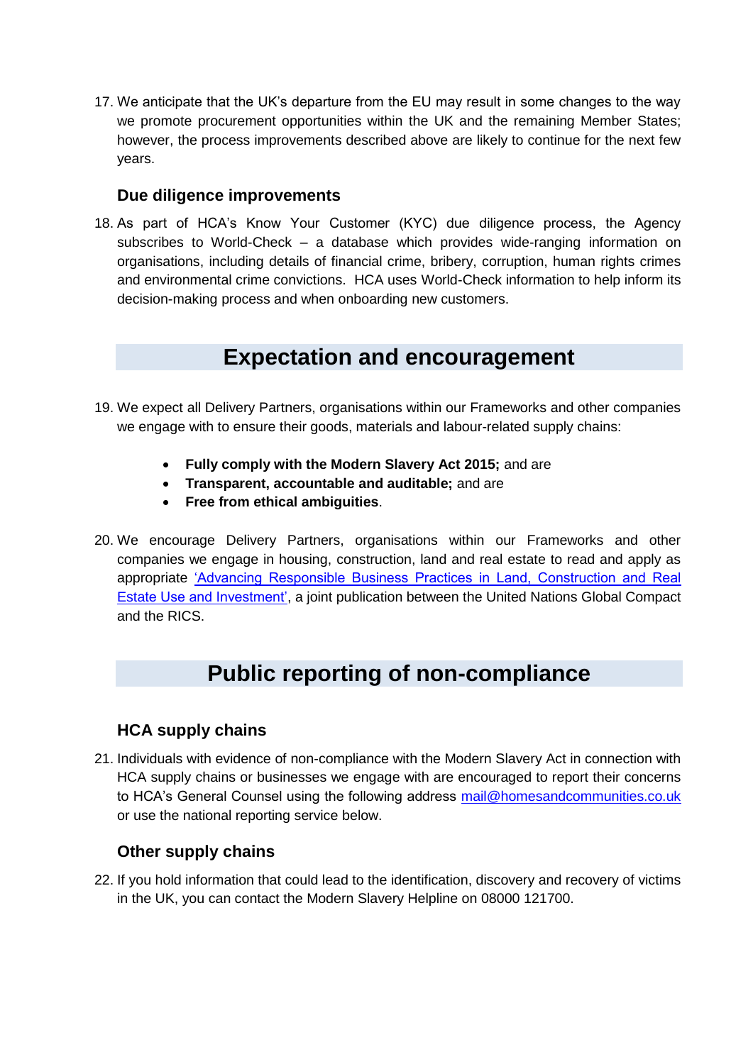17. We anticipate that the UK's departure from the EU may result in some changes to the way we promote procurement opportunities within the UK and the remaining Member States; however, the process improvements described above are likely to continue for the next few years.

### Due diligence improvements

18. As part of HCA's Know Your Customer (KYC) due diligence process, the Agency subscribes to World-Check – a database which provides wide-ranging information on organisations, including details of financial crime, bribery, corruption, human rights crimes and environmental crime convictions. HCA uses World-Check information to help inform its decision-making process and when onboarding new customers.

## Expectation and encouragement

19. We expect all Delivery Partners, organisations within our Frameworks and other companies we engage with to ensure their goods, materials and labour-related supply chains:

    - **Fully comply with the Modern Slavery Act 2015;** and are
    - **Transparent, accountable and auditable;** and are
    - **Free from ethical ambiguities**.

20. We encourage Delivery Partners, organisations within our Frameworks and other companies we engage in housing, construction, land and real estate to read and apply as appropriate 'Advancing Responsible Business Practices in Land, Construction and Real Estate Use and Investment', a joint publication between the United Nations Global Compact and the RICS.

## Public reporting of non-compliance

### HCA supply chains

21. Individuals with evidence of non-compliance with the Modern Slavery Act in connection with HCA supply chains or businesses we engage with are encouraged to report their concerns to HCA's General Counsel using the following address mail@homesandcommunities.co.uk or use the national reporting service below.

### Other supply chains

22. If you hold information that could lead to the identification, discovery and recovery of victims in the UK, you can contact the Modern Slavery Helpline on 08000 121700.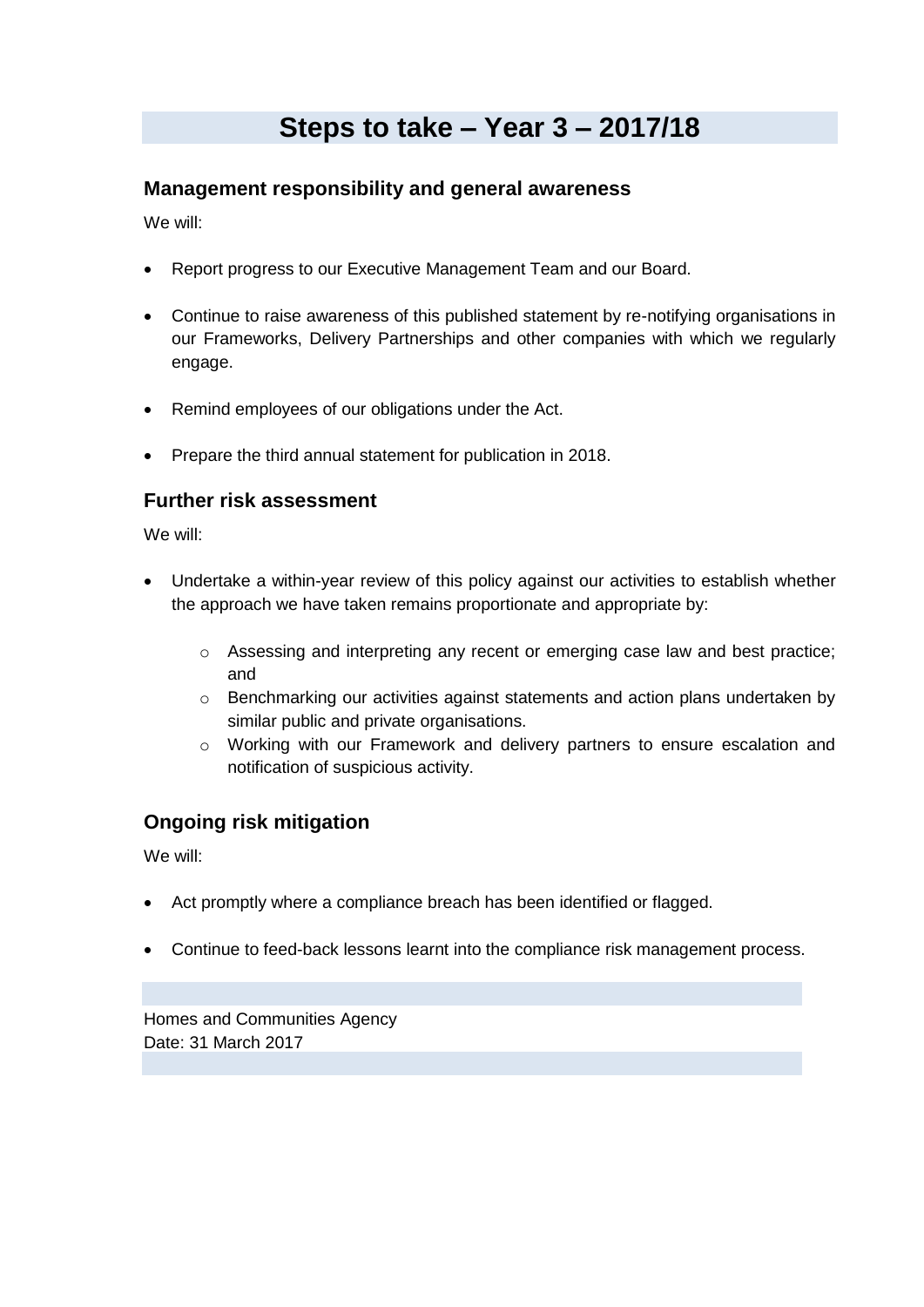# Steps to take – Year 3 – 2017/18

## Management responsibility and general awareness

We will:

- Report progress to our Executive Management Team and our Board.
- Continue to raise awareness of this published statement by re-notifying organisations in our Frameworks, Delivery Partnerships and other companies with which we regularly engage.
- Remind employees of our obligations under the Act.
- Prepare the third annual statement for publication in 2018.

## Further risk assessment

We will:

- Undertake a within-year review of this policy against our activities to establish whether the approach we have taken remains proportionate and appropriate by:
  - Assessing and interpreting any recent or emerging case law and best practice; and
  - Benchmarking our activities against statements and action plans undertaken by similar public and private organisations.
  - Working with our Framework and delivery partners to ensure escalation and notification of suspicious activity.

## Ongoing risk mitigation

We will:

- Act promptly where a compliance breach has been identified or flagged.
- Continue to feed-back lessons learnt into the compliance risk management process.

Homes and Communities Agency
Date: 31 March 2017